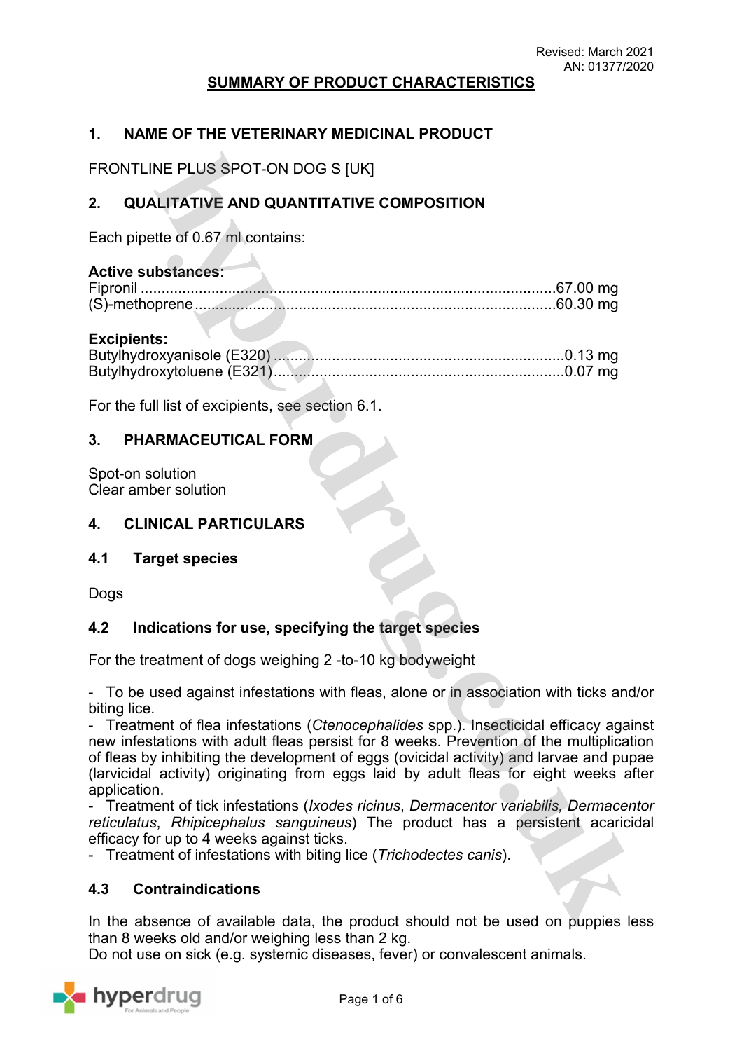Revised: March 2021
AN: 01377/2020

# SUMMARY OF PRODUCT CHARACTERISTICS

## 1. NAME OF THE VETERINARY MEDICINAL PRODUCT

FRONTLINE PLUS SPOT-ON DOG S [UK]

## 2. QUALITATIVE AND QUANTITATIVE COMPOSITION

Each pipette of 0.67 ml contains:

**Active substances:**
Fipronil ....................................................................................................67.00 mg
(S)-methoprene.......................................................................................60.30 mg

**Excipients:**
Butylhydroxyanisole (E320) ......................................................................0.13 mg
Butylhydroxytoluene (E321).......................................................................0.07 mg

For the full list of excipients, see section 6.1.

## 3. PHARMACEUTICAL FORM

Spot-on solution
Clear amber solution

## 4. CLINICAL PARTICULARS

### 4.1 Target species

Dogs

### 4.2 Indications for use, specifying the target species

For the treatment of dogs weighing 2 -to-10 kg bodyweight

- To be used against infestations with fleas, alone or in association with ticks and/or biting lice.
- Treatment of flea infestations (*Ctenocephalides* spp.). Insecticidal efficacy against new infestations with adult fleas persist for 8 weeks. Prevention of the multiplication of fleas by inhibiting the development of eggs (ovicidal activity) and larvae and pupae (larvicidal activity) originating from eggs laid by adult fleas for eight weeks after application.
- Treatment of tick infestations (*Ixodes ricinus*, *Dermacentor variabilis, Dermacentor reticulatus*, *Rhipicephalus sanguineus*) The product has a persistent acaricidal efficacy for up to 4 weeks against ticks.
- Treatment of infestations with biting lice (*Trichodectes canis*).

### 4.3 Contraindications

In the absence of available data, the product should not be used on puppies less than 8 weeks old and/or weighing less than 2 kg.
Do not use on sick (e.g. systemic diseases, fever) or convalescent animals.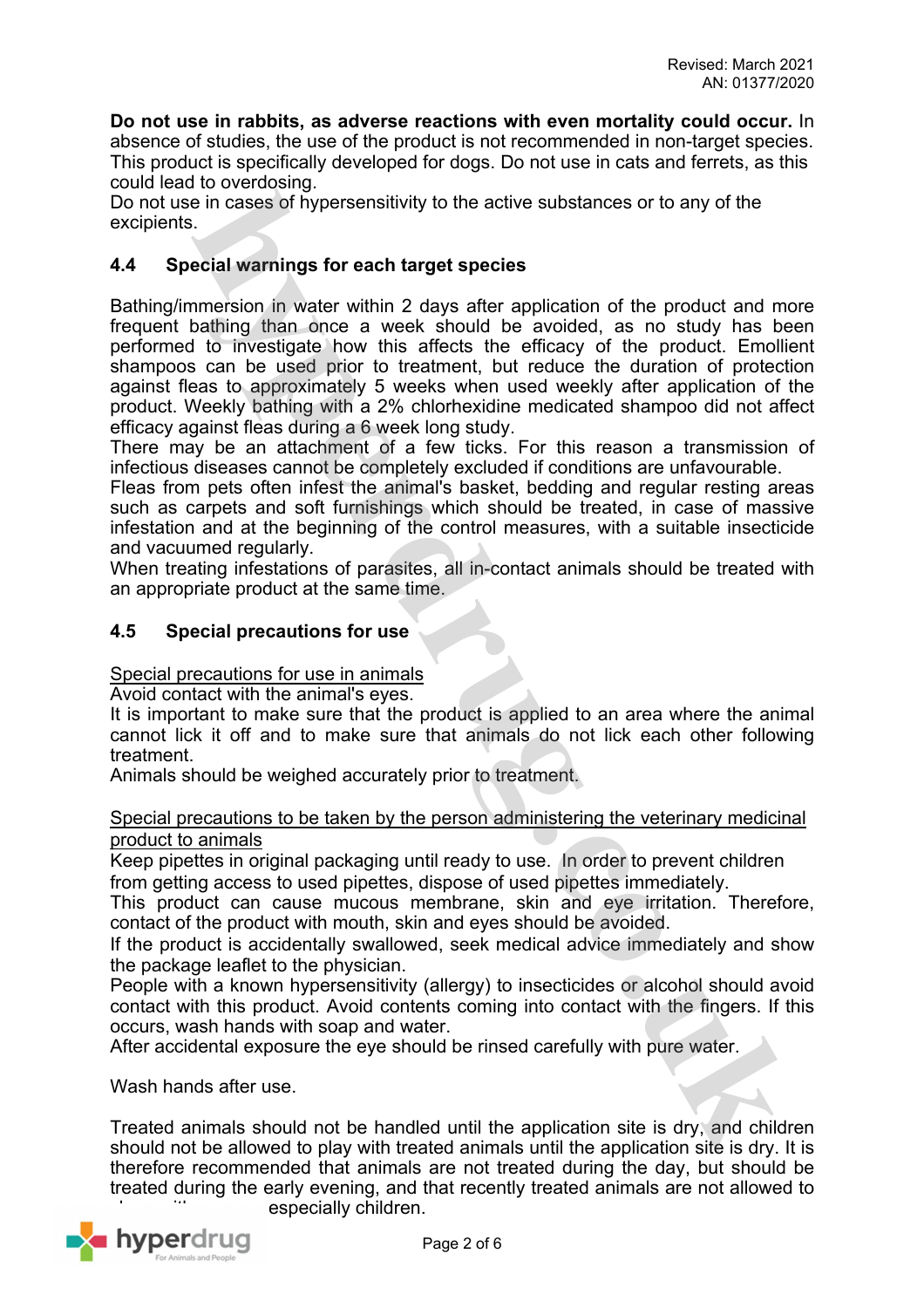**Do not use in rabbits, as adverse reactions with even mortality could occur.** In absence of studies, the use of the product is not recommended in non-target species. This product is specifically developed for dogs. Do not use in cats and ferrets, as this could lead to overdosing.
Do not use in cases of hypersensitivity to the active substances or to any of the excipients.

### 4.4 Special warnings for each target species

Bathing/immersion in water within 2 days after application of the product and more frequent bathing than once a week should be avoided, as no study has been performed to investigate how this affects the efficacy of the product. Emollient shampoos can be used prior to treatment, but reduce the duration of protection against fleas to approximately 5 weeks when used weekly after application of the product. Weekly bathing with a 2% chlorhexidine medicated shampoo did not affect efficacy against fleas during a 6 week long study.
There may be an attachment of a few ticks. For this reason a transmission of infectious diseases cannot be completely excluded if conditions are unfavourable.
Fleas from pets often infest the animal's basket, bedding and regular resting areas such as carpets and soft furnishings which should be treated, in case of massive infestation and at the beginning of the control measures, with a suitable insecticide and vacuumed regularly.
When treating infestations of parasites, all in-contact animals should be treated with an appropriate product at the same time.

### 4.5 Special precautions for use

Special precautions for use in animals

Avoid contact with the animal's eyes.
It is important to make sure that the product is applied to an area where the animal cannot lick it off and to make sure that animals do not lick each other following treatment.
Animals should be weighed accurately prior to treatment.

Special precautions to be taken by the person administering the veterinary medicinal product to animals

Keep pipettes in original packaging until ready to use. In order to prevent children from getting access to used pipettes, dispose of used pipettes immediately.
This product can cause mucous membrane, skin and eye irritation. Therefore, contact of the product with mouth, skin and eyes should be avoided.
If the product is accidentally swallowed, seek medical advice immediately and show the package leaflet to the physician.
People with a known hypersensitivity (allergy) to insecticides or alcohol should avoid contact with this product. Avoid contents coming into contact with the fingers. If this occurs, wash hands with soap and water.
After accidental exposure the eye should be rinsed carefully with pure water.

Wash hands after use.

Treated animals should not be handled until the application site is dry, and children should not be allowed to play with treated animals until the application site is dry. It is therefore recommended that animals are not treated during the day, but should be treated during the early evening, and that recently treated animals are not allowed to sleep with owners, especially children.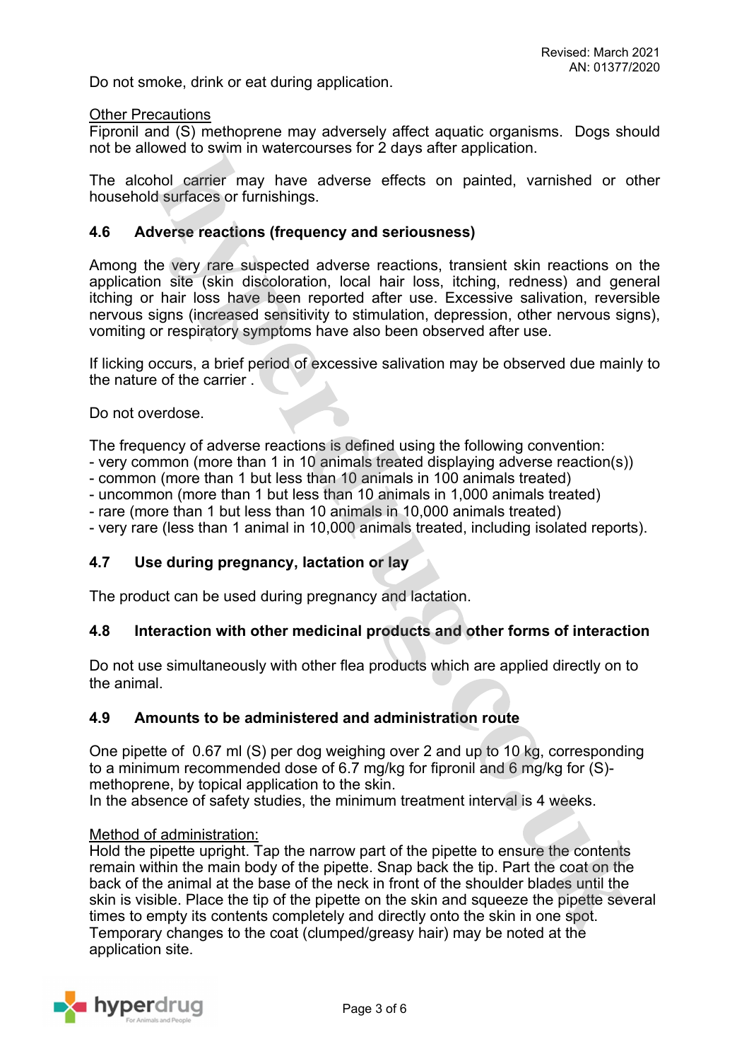Do not smoke, drink or eat during application.

Other Precautions

Fipronil and (S) methoprene may adversely affect aquatic organisms. Dogs should not be allowed to swim in watercourses for 2 days after application.

The alcohol carrier may have adverse effects on painted, varnished or other household surfaces or furnishings.

### 4.6 Adverse reactions (frequency and seriousness)

Among the very rare suspected adverse reactions, transient skin reactions on the application site (skin discoloration, local hair loss, itching, redness) and general itching or hair loss have been reported after use. Excessive salivation, reversible nervous signs (increased sensitivity to stimulation, depression, other nervous signs), vomiting or respiratory symptoms have also been observed after use.

If licking occurs, a brief period of excessive salivation may be observed due mainly to the nature of the carrier .

Do not overdose.

The frequency of adverse reactions is defined using the following convention:
- very common (more than 1 in 10 animals treated displaying adverse reaction(s))
- common (more than 1 but less than 10 animals in 100 animals treated)
- uncommon (more than 1 but less than 10 animals in 1,000 animals treated)
- rare (more than 1 but less than 10 animals in 10,000 animals treated)
- very rare (less than 1 animal in 10,000 animals treated, including isolated reports).

### 4.7 Use during pregnancy, lactation or lay

The product can be used during pregnancy and lactation.

### 4.8 Interaction with other medicinal products and other forms of interaction

Do not use simultaneously with other flea products which are applied directly on to the animal.

### 4.9 Amounts to be administered and administration route

One pipette of 0.67 ml (S) per dog weighing over 2 and up to 10 kg, corresponding to a minimum recommended dose of 6.7 mg/kg for fipronil and 6 mg/kg for (S)-methoprene, by topical application to the skin.
In the absence of safety studies, the minimum treatment interval is 4 weeks.

Method of administration:

Hold the pipette upright. Tap the narrow part of the pipette to ensure the contents remain within the main body of the pipette. Snap back the tip. Part the coat on the back of the animal at the base of the neck in front of the shoulder blades until the skin is visible. Place the tip of the pipette on the skin and squeeze the pipette several times to empty its contents completely and directly onto the skin in one spot. Temporary changes to the coat (clumped/greasy hair) may be noted at the application site.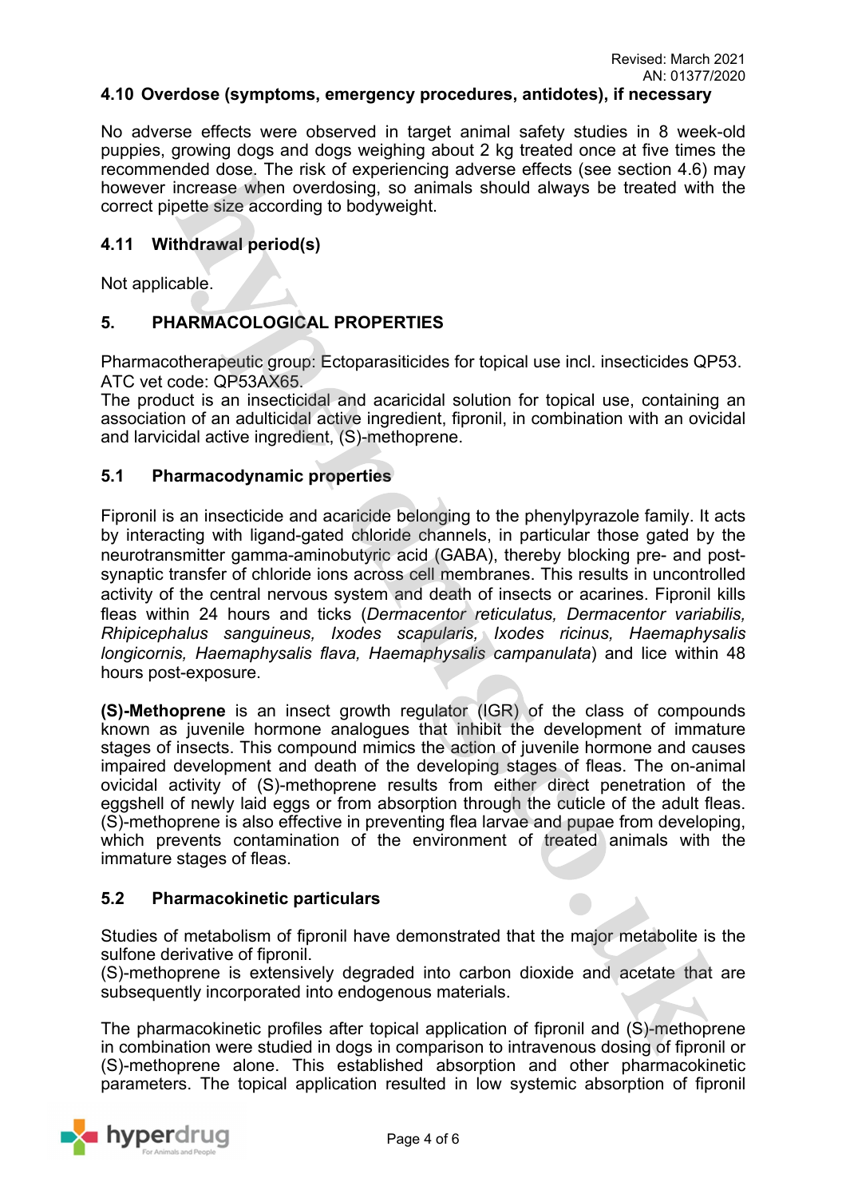### 4.10 Overdose (symptoms, emergency procedures, antidotes), if necessary

No adverse effects were observed in target animal safety studies in 8 week-old puppies, growing dogs and dogs weighing about 2 kg treated once at five times the recommended dose. The risk of experiencing adverse effects (see section 4.6) may however increase when overdosing, so animals should always be treated with the correct pipette size according to bodyweight.

### 4.11 Withdrawal period(s)

Not applicable.

## 5. PHARMACOLOGICAL PROPERTIES

Pharmacotherapeutic group: Ectoparasiticides for topical use incl. insecticides QP53.
ATC vet code: QP53AX65.
The product is an insecticidal and acaricidal solution for topical use, containing an association of an adulticidal active ingredient, fipronil, in combination with an ovicidal and larvicidal active ingredient, (S)-methoprene.

### 5.1 Pharmacodynamic properties

Fipronil is an insecticide and acaricide belonging to the phenylpyrazole family. It acts by interacting with ligand-gated chloride channels, in particular those gated by the neurotransmitter gamma-aminobutyric acid (GABA), thereby blocking pre- and post-synaptic transfer of chloride ions across cell membranes. This results in uncontrolled activity of the central nervous system and death of insects or acarines. Fipronil kills fleas within 24 hours and ticks (*Dermacentor reticulatus, Dermacentor variabilis, Rhipicephalus sanguineus, Ixodes scapularis, Ixodes ricinus, Haemaphysalis longicornis, Haemaphysalis flava, Haemaphysalis campanulata*) and lice within 48 hours post-exposure.

**(S)-Methoprene** is an insect growth regulator (IGR) of the class of compounds known as juvenile hormone analogues that inhibit the development of immature stages of insects. This compound mimics the action of juvenile hormone and causes impaired development and death of the developing stages of fleas. The on-animal ovicidal activity of (S)-methoprene results from either direct penetration of the eggshell of newly laid eggs or from absorption through the cuticle of the adult fleas. (S)-methoprene is also effective in preventing flea larvae and pupae from developing, which prevents contamination of the environment of treated animals with the immature stages of fleas.

### 5.2 Pharmacokinetic particulars

Studies of metabolism of fipronil have demonstrated that the major metabolite is the sulfone derivative of fipronil.
(S)-methoprene is extensively degraded into carbon dioxide and acetate that are subsequently incorporated into endogenous materials.

The pharmacokinetic profiles after topical application of fipronil and (S)-methoprene in combination were studied in dogs in comparison to intravenous dosing of fipronil or (S)-methoprene alone. This established absorption and other pharmacokinetic parameters. The topical application resulted in low systemic absorption of fipronil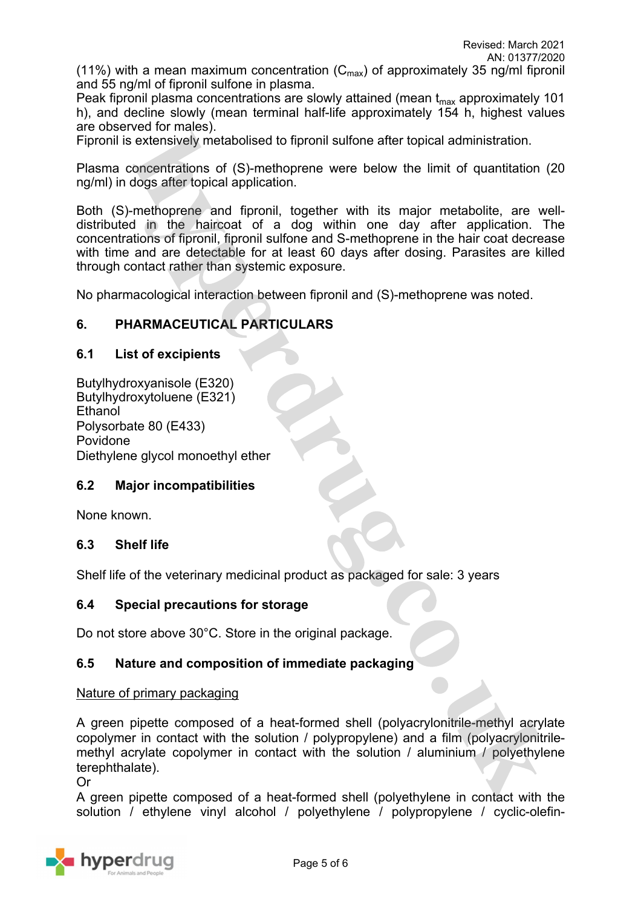(11%) with a mean maximum concentration ($C_{max}$) of approximately 35 ng/ml fipronil and 55 ng/ml of fipronil sulfone in plasma.
Peak fipronil plasma concentrations are slowly attained (mean $t_{max}$ approximately 101 h), and decline slowly (mean terminal half-life approximately 154 h, highest values are observed for males).
Fipronil is extensively metabolised to fipronil sulfone after topical administration.

Plasma concentrations of (S)-methoprene were below the limit of quantitation (20 ng/ml) in dogs after topical application.

Both (S)-methoprene and fipronil, together with its major metabolite, are well-distributed in the haircoat of a dog within one day after application. The concentrations of fipronil, fipronil sulfone and S-methoprene in the hair coat decrease with time and are detectable for at least 60 days after dosing. Parasites are killed through contact rather than systemic exposure.

No pharmacological interaction between fipronil and (S)-methoprene was noted.

## 6. PHARMACEUTICAL PARTICULARS

### 6.1 List of excipients

Butylhydroxyanisole (E320)
Butylhydroxytoluene (E321)
Ethanol
Polysorbate 80 (E433)
Povidone
Diethylene glycol monoethyl ether

### 6.2 Major incompatibilities

None known.

### 6.3 Shelf life

Shelf life of the veterinary medicinal product as packaged for sale: 3 years

### 6.4 Special precautions for storage

Do not store above 30°C. Store in the original package.

### 6.5 Nature and composition of immediate packaging

Nature of primary packaging

A green pipette composed of a heat-formed shell (polyacrylonitrile-methyl acrylate copolymer in contact with the solution / polypropylene) and a film (polyacrylonitrile-methyl acrylate copolymer in contact with the solution / aluminium / polyethylene terephthalate).
Or
A green pipette composed of a heat-formed shell (polyethylene in contact with the solution / ethylene vinyl alcohol / polyethylene / polypropylene / cyclic-olefin-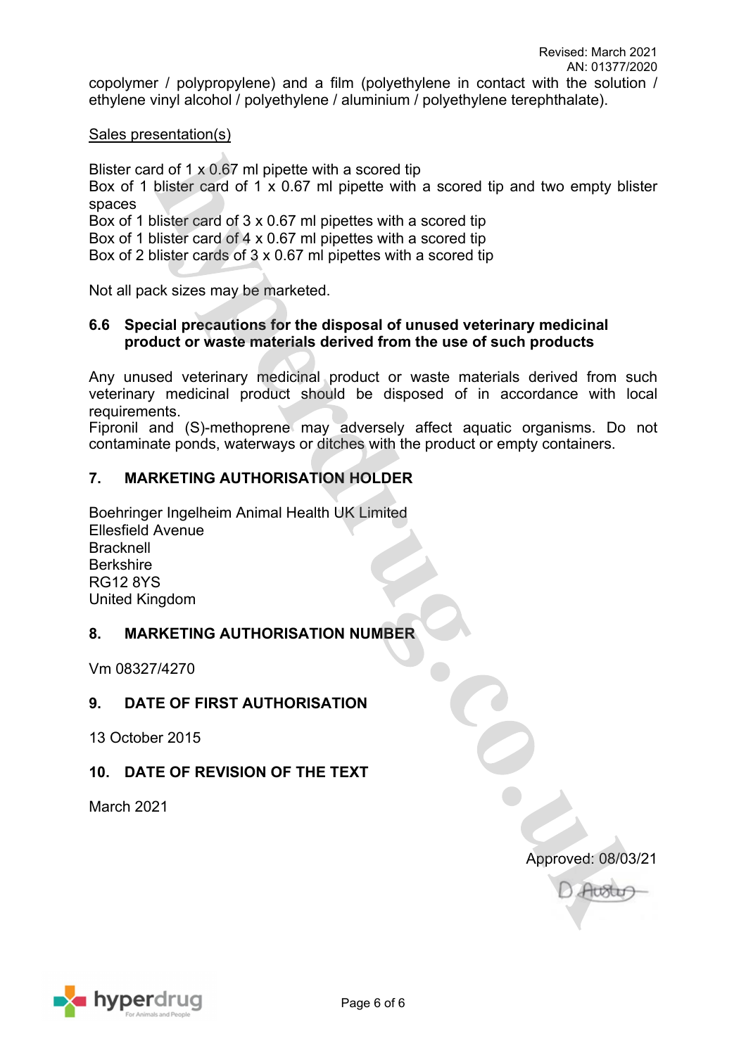copolymer / polypropylene) and a film (polyethylene in contact with the solution / ethylene vinyl alcohol / polyethylene / aluminium / polyethylene terephthalate).

Sales presentation(s)

Blister card of 1 x 0.67 ml pipette with a scored tip
Box of 1 blister card of 1 x 0.67 ml pipette with a scored tip and two empty blister spaces
Box of 1 blister card of 3 x 0.67 ml pipettes with a scored tip
Box of 1 blister card of 4 x 0.67 ml pipettes with a scored tip
Box of 2 blister cards of 3 x 0.67 ml pipettes with a scored tip

Not all pack sizes may be marketed.

## 6.6 Special precautions for the disposal of unused veterinary medicinal product or waste materials derived from the use of such products

Any unused veterinary medicinal product or waste materials derived from such veterinary medicinal product should be disposed of in accordance with local requirements.
Fipronil and (S)-methoprene may adversely affect aquatic organisms. Do not contaminate ponds, waterways or ditches with the product or empty containers.

## 7. MARKETING AUTHORISATION HOLDER

Boehringer Ingelheim Animal Health UK Limited
Ellesfield Avenue
Bracknell
Berkshire
RG12 8YS
United Kingdom

## 8. MARKETING AUTHORISATION NUMBER

Vm 08327/4270

## 9. DATE OF FIRST AUTHORISATION

13 October 2015

## 10. DATE OF REVISION OF THE TEXT

March 2021

Approved: 08/03/21

D Austin